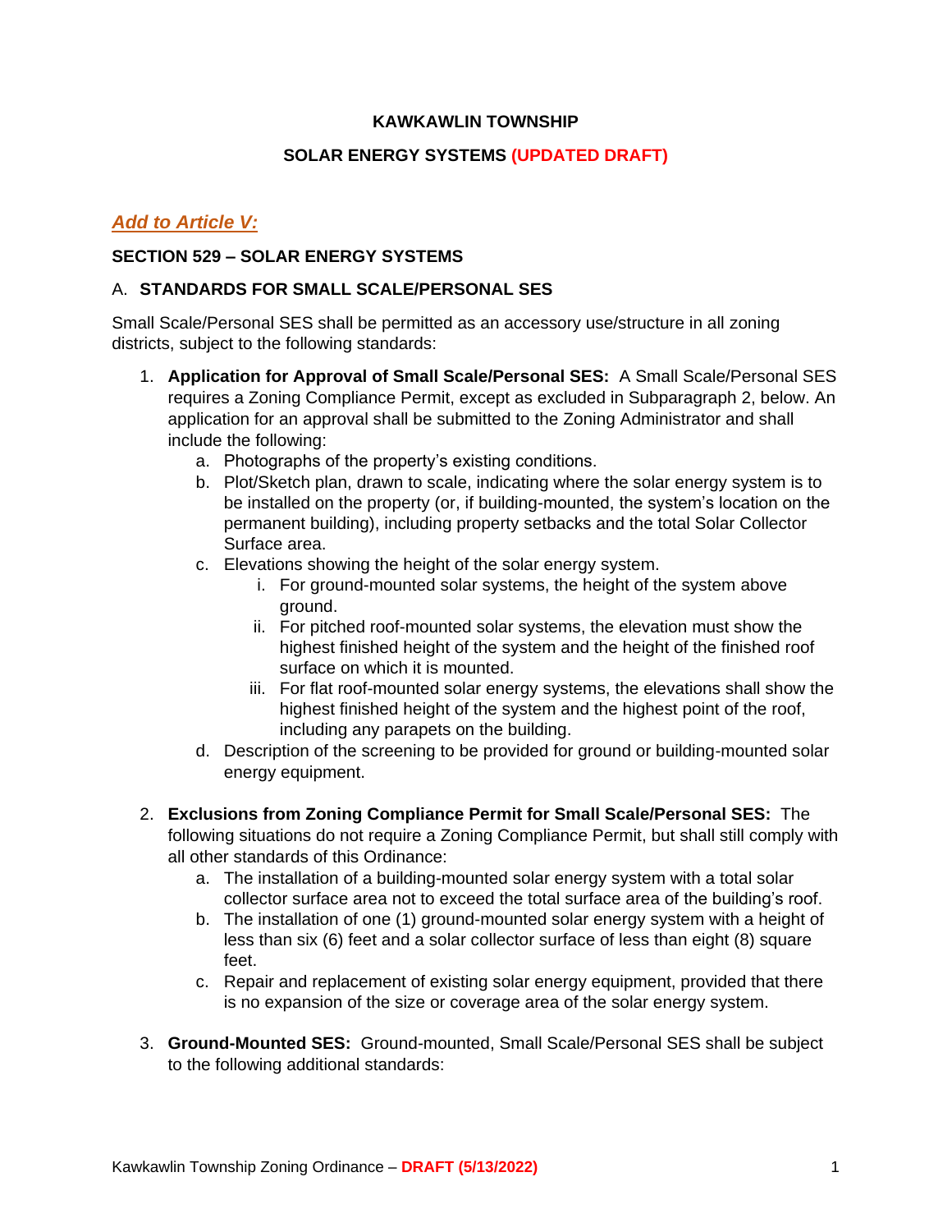**KAWKAWLIN TOWNSHIP**

**SOLAR ENERGY SYSTEMS (UPDATED DRAFT)**

***Add to Article V:***

**SECTION 529 – SOLAR ENERGY SYSTEMS**

A. **STANDARDS FOR SMALL SCALE/PERSONAL SES**

Small Scale/Personal SES shall be permitted as an accessory use/structure in all zoning districts, subject to the following standards:

1. **Application for Approval of Small Scale/Personal SES:** A Small Scale/Personal SES requires a Zoning Compliance Permit, except as excluded in Subparagraph 2, below. An application for an approval shall be submitted to the Zoning Administrator and shall include the following:
   a. Photographs of the property's existing conditions.
   b. Plot/Sketch plan, drawn to scale, indicating where the solar energy system is to be installed on the property (or, if building-mounted, the system's location on the permanent building), including property setbacks and the total Solar Collector Surface area.
   c. Elevations showing the height of the solar energy system.
      i. For ground-mounted solar systems, the height of the system above ground.
      ii. For pitched roof-mounted solar systems, the elevation must show the highest finished height of the system and the height of the finished roof surface on which it is mounted.
      iii. For flat roof-mounted solar energy systems, the elevations shall show the highest finished height of the system and the highest point of the roof, including any parapets on the building.
   d. Description of the screening to be provided for ground or building-mounted solar energy equipment.

2. **Exclusions from Zoning Compliance Permit for Small Scale/Personal SES:** The following situations do not require a Zoning Compliance Permit, but shall still comply with all other standards of this Ordinance:
   a. The installation of a building-mounted solar energy system with a total solar collector surface area not to exceed the total surface area of the building's roof.
   b. The installation of one (1) ground-mounted solar energy system with a height of less than six (6) feet and a solar collector surface of less than eight (8) square feet.
   c. Repair and replacement of existing solar energy equipment, provided that there is no expansion of the size or coverage area of the solar energy system.

3. **Ground-Mounted SES:** Ground-mounted, Small Scale/Personal SES shall be subject to the following additional standards: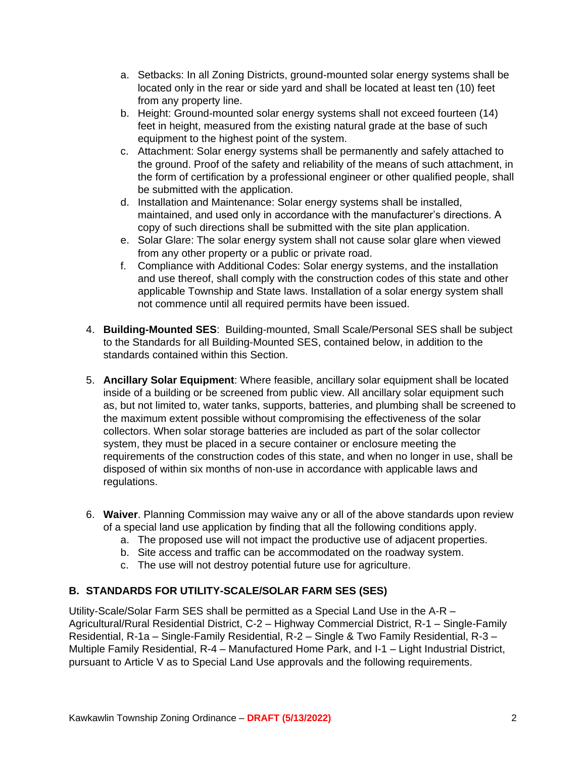a. Setbacks: In all Zoning Districts, ground-mounted solar energy systems shall be located only in the rear or side yard and shall be located at least ten (10) feet from any property line.
b. Height: Ground-mounted solar energy systems shall not exceed fourteen (14) feet in height, measured from the existing natural grade at the base of such equipment to the highest point of the system.
c. Attachment: Solar energy systems shall be permanently and safely attached to the ground. Proof of the safety and reliability of the means of such attachment, in the form of certification by a professional engineer or other qualified people, shall be submitted with the application.
d. Installation and Maintenance: Solar energy systems shall be installed, maintained, and used only in accordance with the manufacturer's directions. A copy of such directions shall be submitted with the site plan application.
e. Solar Glare: The solar energy system shall not cause solar glare when viewed from any other property or a public or private road.
f. Compliance with Additional Codes: Solar energy systems, and the installation and use thereof, shall comply with the construction codes of this state and other applicable Township and State laws. Installation of a solar energy system shall not commence until all required permits have been issued.

4. **Building-Mounted SES**: Building-mounted, Small Scale/Personal SES shall be subject to the Standards for all Building-Mounted SES, contained below, in addition to the standards contained within this Section.

5. **Ancillary Solar Equipment**: Where feasible, ancillary solar equipment shall be located inside of a building or be screened from public view. All ancillary solar equipment such as, but not limited to, water tanks, supports, batteries, and plumbing shall be screened to the maximum extent possible without compromising the effectiveness of the solar collectors. When solar storage batteries are included as part of the solar collector system, they must be placed in a secure container or enclosure meeting the requirements of the construction codes of this state, and when no longer in use, shall be disposed of within six months of non-use in accordance with applicable laws and regulations.

6. **Waiver**. Planning Commission may waive any or all of the above standards upon review of a special land use application by finding that all the following conditions apply.
    a. The proposed use will not impact the productive use of adjacent properties.
    b. Site access and traffic can be accommodated on the roadway system.
    c. The use will not destroy potential future use for agriculture.

## B. STANDARDS FOR UTILITY-SCALE/SOLAR FARM SES (SES)

Utility-Scale/Solar Farm SES shall be permitted as a Special Land Use in the A-R – Agricultural/Rural Residential District, C-2 – Highway Commercial District, R-1 – Single-Family Residential, R-1a – Single-Family Residential, R-2 – Single & Two Family Residential, R-3 – Multiple Family Residential, R-4 – Manufactured Home Park, and I-1 – Light Industrial District, pursuant to Article V as to Special Land Use approvals and the following requirements.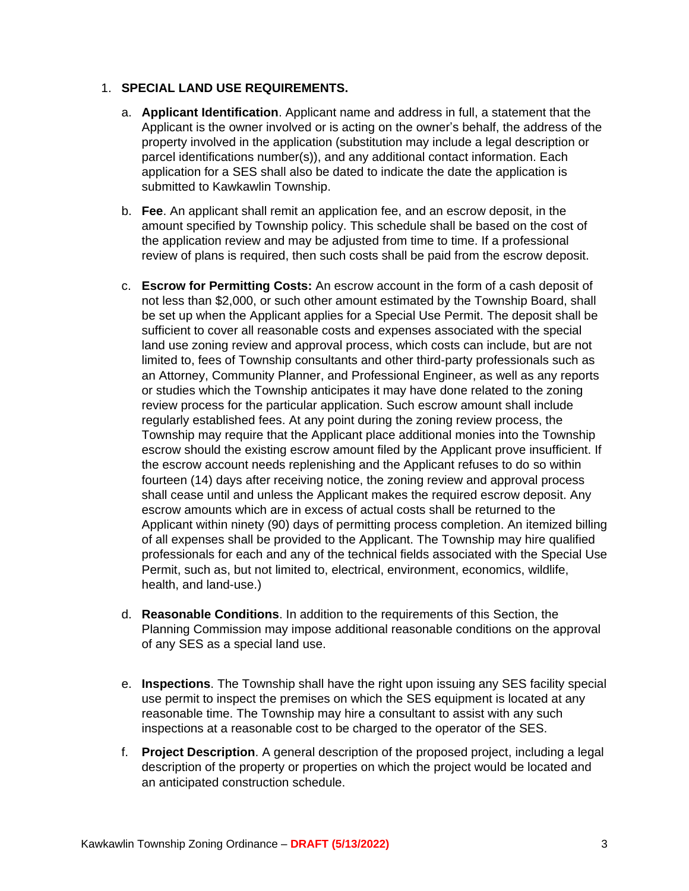1. **SPECIAL LAND USE REQUIREMENTS.**

    a. **Applicant Identification**. Applicant name and address in full, a statement that the Applicant is the owner involved or is acting on the owner's behalf, the address of the property involved in the application (substitution may include a legal description or parcel identifications number(s)), and any additional contact information. Each application for a SES shall also be dated to indicate the date the application is submitted to Kawkawlin Township.

    b. **Fee**. An applicant shall remit an application fee, and an escrow deposit, in the amount specified by Township policy. This schedule shall be based on the cost of the application review and may be adjusted from time to time. If a professional review of plans is required, then such costs shall be paid from the escrow deposit.

    c. **Escrow for Permitting Costs:** An escrow account in the form of a cash deposit of not less than $2,000, or such other amount estimated by the Township Board, shall be set up when the Applicant applies for a Special Use Permit. The deposit shall be sufficient to cover all reasonable costs and expenses associated with the special land use zoning review and approval process, which costs can include, but are not limited to, fees of Township consultants and other third-party professionals such as an Attorney, Community Planner, and Professional Engineer, as well as any reports or studies which the Township anticipates it may have done related to the zoning review process for the particular application. Such escrow amount shall include regularly established fees. At any point during the zoning review process, the Township may require that the Applicant place additional monies into the Township escrow should the existing escrow amount filed by the Applicant prove insufficient. If the escrow account needs replenishing and the Applicant refuses to do so within fourteen (14) days after receiving notice, the zoning review and approval process shall cease until and unless the Applicant makes the required escrow deposit. Any escrow amounts which are in excess of actual costs shall be returned to the Applicant within ninety (90) days of permitting process completion. An itemized billing of all expenses shall be provided to the Applicant. The Township may hire qualified professionals for each and any of the technical fields associated with the Special Use Permit, such as, but not limited to, electrical, environment, economics, wildlife, health, and land-use.)

    d. **Reasonable Conditions**. In addition to the requirements of this Section, the Planning Commission may impose additional reasonable conditions on the approval of any SES as a special land use.

    e. **Inspections**. The Township shall have the right upon issuing any SES facility special use permit to inspect the premises on which the SES equipment is located at any reasonable time. The Township may hire a consultant to assist with any such inspections at a reasonable cost to be charged to the operator of the SES.

    f. **Project Description**. A general description of the proposed project, including a legal description of the property or properties on which the project would be located and an anticipated construction schedule.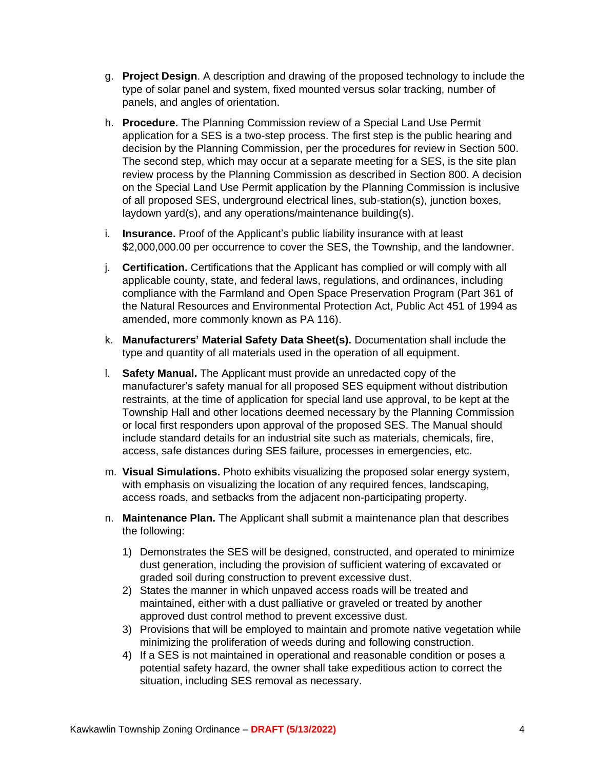g. **Project Design**. A description and drawing of the proposed technology to include the type of solar panel and system, fixed mounted versus solar tracking, number of panels, and angles of orientation.

h. **Procedure.** The Planning Commission review of a Special Land Use Permit application for a SES is a two-step process. The first step is the public hearing and decision by the Planning Commission, per the procedures for review in Section 500. The second step, which may occur at a separate meeting for a SES, is the site plan review process by the Planning Commission as described in Section 800. A decision on the Special Land Use Permit application by the Planning Commission is inclusive of all proposed SES, underground electrical lines, sub-station(s), junction boxes, laydown yard(s), and any operations/maintenance building(s).

i. **Insurance.** Proof of the Applicant's public liability insurance with at least $2,000,000.00 per occurrence to cover the SES, the Township, and the landowner.

j. **Certification.** Certifications that the Applicant has complied or will comply with all applicable county, state, and federal laws, regulations, and ordinances, including compliance with the Farmland and Open Space Preservation Program (Part 361 of the Natural Resources and Environmental Protection Act, Public Act 451 of 1994 as amended, more commonly known as PA 116).

k. **Manufacturers' Material Safety Data Sheet(s).** Documentation shall include the type and quantity of all materials used in the operation of all equipment.

l. **Safety Manual.** The Applicant must provide an unredacted copy of the manufacturer's safety manual for all proposed SES equipment without distribution restraints, at the time of application for special land use approval, to be kept at the Township Hall and other locations deemed necessary by the Planning Commission or local first responders upon approval of the proposed SES. The Manual should include standard details for an industrial site such as materials, chemicals, fire, access, safe distances during SES failure, processes in emergencies, etc.

m. **Visual Simulations.** Photo exhibits visualizing the proposed solar energy system, with emphasis on visualizing the location of any required fences, landscaping, access roads, and setbacks from the adjacent non-participating property.

n. **Maintenance Plan.** The Applicant shall submit a maintenance plan that describes the following:

   1) Demonstrates the SES will be designed, constructed, and operated to minimize dust generation, including the provision of sufficient watering of excavated or graded soil during construction to prevent excessive dust.
   2) States the manner in which unpaved access roads will be treated and maintained, either with a dust palliative or graveled or treated by another approved dust control method to prevent excessive dust.
   3) Provisions that will be employed to maintain and promote native vegetation while minimizing the proliferation of weeds during and following construction.
   4) If a SES is not maintained in operational and reasonable condition or poses a potential safety hazard, the owner shall take expeditious action to correct the situation, including SES removal as necessary.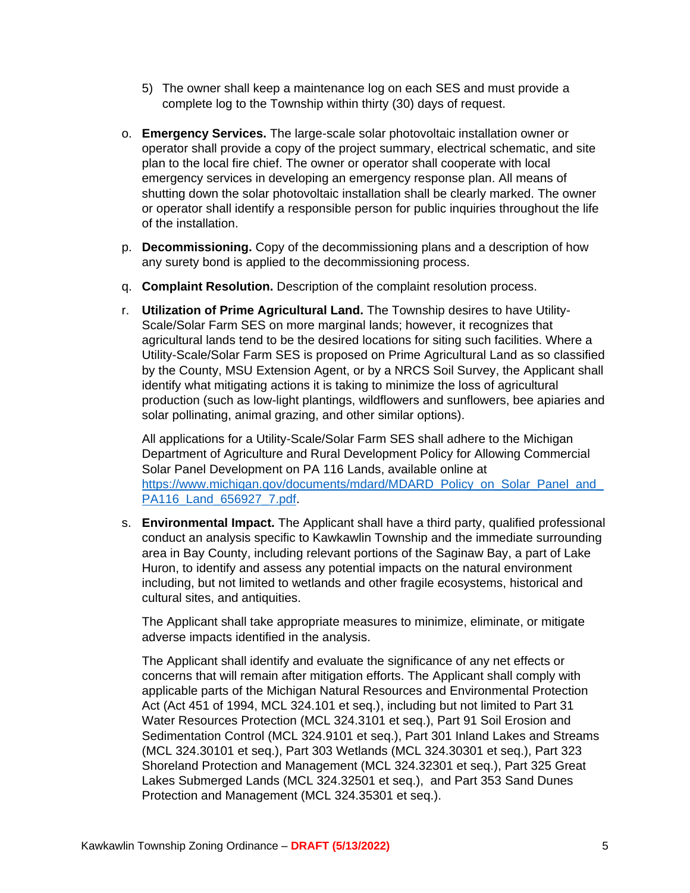5) The owner shall keep a maintenance log on each SES and must provide a complete log to the Township within thirty (30) days of request.

o. **Emergency Services.** The large-scale solar photovoltaic installation owner or operator shall provide a copy of the project summary, electrical schematic, and site plan to the local fire chief. The owner or operator shall cooperate with local emergency services in developing an emergency response plan. All means of shutting down the solar photovoltaic installation shall be clearly marked. The owner or operator shall identify a responsible person for public inquiries throughout the life of the installation.

p. **Decommissioning.** Copy of the decommissioning plans and a description of how any surety bond is applied to the decommissioning process.

q. **Complaint Resolution.** Description of the complaint resolution process.

r. **Utilization of Prime Agricultural Land.** The Township desires to have Utility-Scale/Solar Farm SES on more marginal lands; however, it recognizes that agricultural lands tend to be the desired locations for siting such facilities. Where a Utility-Scale/Solar Farm SES is proposed on Prime Agricultural Land as so classified by the County, MSU Extension Agent, or by a NRCS Soil Survey, the Applicant shall identify what mitigating actions it is taking to minimize the loss of agricultural production (such as low-light plantings, wildflowers and sunflowers, bee apiaries and solar pollinating, animal grazing, and other similar options).

   All applications for a Utility-Scale/Solar Farm SES shall adhere to the Michigan Department of Agriculture and Rural Development Policy for Allowing Commercial Solar Panel Development on PA 116 Lands, available online at https://www.michigan.gov/documents/mdard/MDARD_Policy_on_Solar_Panel_and_PA116_Land_656927_7.pdf.

s. **Environmental Impact.** The Applicant shall have a third party, qualified professional conduct an analysis specific to Kawkawlin Township and the immediate surrounding area in Bay County, including relevant portions of the Saginaw Bay, a part of Lake Huron, to identify and assess any potential impacts on the natural environment including, but not limited to wetlands and other fragile ecosystems, historical and cultural sites, and antiquities.

   The Applicant shall take appropriate measures to minimize, eliminate, or mitigate adverse impacts identified in the analysis.

   The Applicant shall identify and evaluate the significance of any net effects or concerns that will remain after mitigation efforts. The Applicant shall comply with applicable parts of the Michigan Natural Resources and Environmental Protection Act (Act 451 of 1994, MCL 324.101 et seq.), including but not limited to Part 31 Water Resources Protection (MCL 324.3101 et seq.), Part 91 Soil Erosion and Sedimentation Control (MCL 324.9101 et seq.), Part 301 Inland Lakes and Streams (MCL 324.30101 et seq.), Part 303 Wetlands (MCL 324.30301 et seq.), Part 323 Shoreland Protection and Management (MCL 324.32301 et seq.), Part 325 Great Lakes Submerged Lands (MCL 324.32501 et seq.), and Part 353 Sand Dunes Protection and Management (MCL 324.35301 et seq.).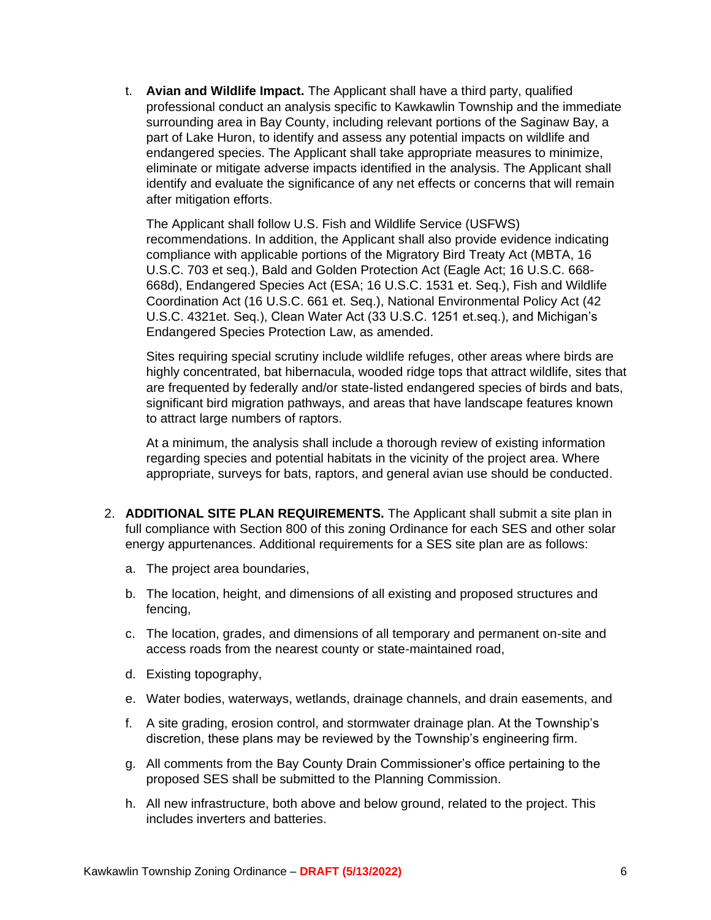t. **Avian and Wildlife Impact.** The Applicant shall have a third party, qualified professional conduct an analysis specific to Kawkawlin Township and the immediate surrounding area in Bay County, including relevant portions of the Saginaw Bay, a part of Lake Huron, to identify and assess any potential impacts on wildlife and endangered species. The Applicant shall take appropriate measures to minimize, eliminate or mitigate adverse impacts identified in the analysis. The Applicant shall identify and evaluate the significance of any net effects or concerns that will remain after mitigation efforts.

   The Applicant shall follow U.S. Fish and Wildlife Service (USFWS) recommendations. In addition, the Applicant shall also provide evidence indicating compliance with applicable portions of the Migratory Bird Treaty Act (MBTA, 16 U.S.C. 703 et seq.), Bald and Golden Protection Act (Eagle Act; 16 U.S.C. 668-668d), Endangered Species Act (ESA; 16 U.S.C. 1531 et. Seq.), Fish and Wildlife Coordination Act (16 U.S.C. 661 et. Seq.), National Environmental Policy Act (42 U.S.C. 4321et. Seq.), Clean Water Act (33 U.S.C. 1251 et.seq.), and Michigan's Endangered Species Protection Law, as amended.

   Sites requiring special scrutiny include wildlife refuges, other areas where birds are highly concentrated, bat hibernacula, wooded ridge tops that attract wildlife, sites that are frequented by federally and/or state-listed endangered species of birds and bats, significant bird migration pathways, and areas that have landscape features known to attract large numbers of raptors.

   At a minimum, the analysis shall include a thorough review of existing information regarding species and potential habitats in the vicinity of the project area. Where appropriate, surveys for bats, raptors, and general avian use should be conducted.

2. **ADDITIONAL SITE PLAN REQUIREMENTS.** The Applicant shall submit a site plan in full compliance with Section 800 of this zoning Ordinance for each SES and other solar energy appurtenances. Additional requirements for a SES site plan are as follows:

   a. The project area boundaries,

   b. The location, height, and dimensions of all existing and proposed structures and fencing,

   c. The location, grades, and dimensions of all temporary and permanent on-site and access roads from the nearest county or state-maintained road,

   d. Existing topography,

   e. Water bodies, waterways, wetlands, drainage channels, and drain easements, and

   f. A site grading, erosion control, and stormwater drainage plan. At the Township's discretion, these plans may be reviewed by the Township's engineering firm.

   g. All comments from the Bay County Drain Commissioner's office pertaining to the proposed SES shall be submitted to the Planning Commission.

   h. All new infrastructure, both above and below ground, related to the project. This includes inverters and batteries.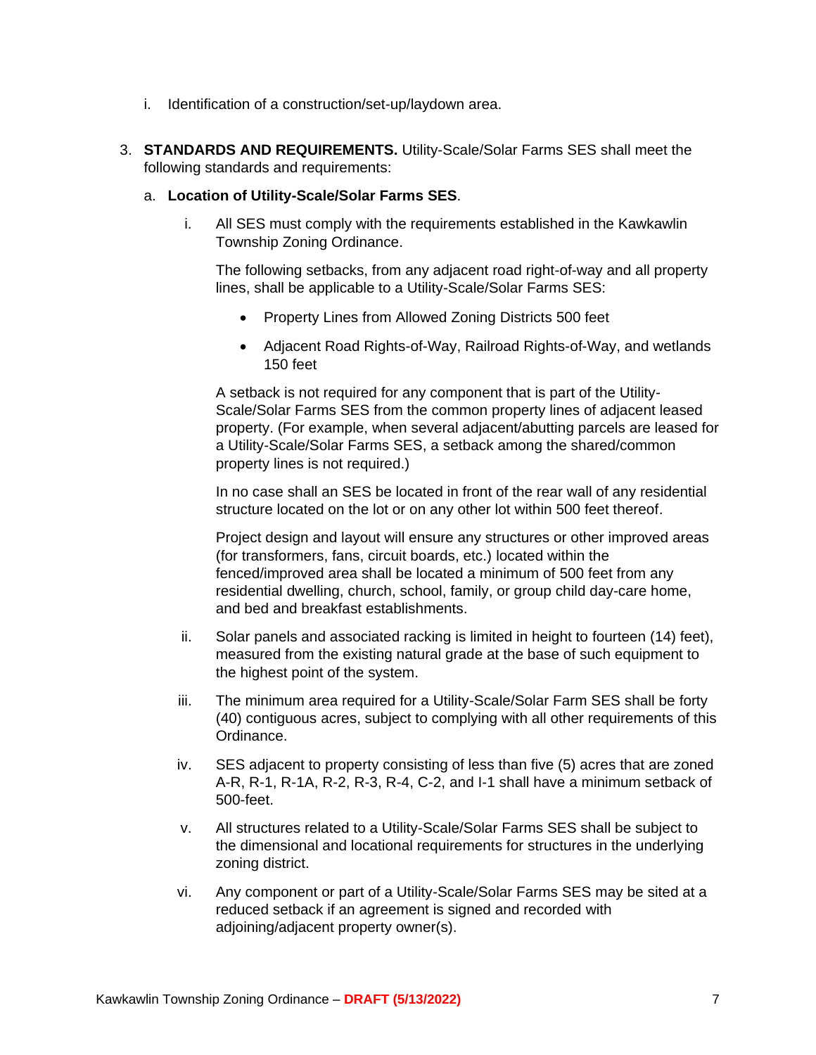i. Identification of a construction/set-up/laydown area.

3. **STANDARDS AND REQUIREMENTS.** Utility-Scale/Solar Farms SES shall meet the following standards and requirements:

   a. **Location of Utility-Scale/Solar Farms SES**.

      i. All SES must comply with the requirements established in the Kawkawlin Township Zoning Ordinance.

         The following setbacks, from any adjacent road right-of-way and all property lines, shall be applicable to a Utility-Scale/Solar Farms SES:

         - Property Lines from Allowed Zoning Districts 500 feet
         - Adjacent Road Rights-of-Way, Railroad Rights-of-Way, and wetlands 150 feet

         A setback is not required for any component that is part of the Utility-Scale/Solar Farms SES from the common property lines of adjacent leased property. (For example, when several adjacent/abutting parcels are leased for a Utility-Scale/Solar Farms SES, a setback among the shared/common property lines is not required.)

         In no case shall an SES be located in front of the rear wall of any residential structure located on the lot or on any other lot within 500 feet thereof.

         Project design and layout will ensure any structures or other improved areas (for transformers, fans, circuit boards, etc.) located within the fenced/improved area shall be located a minimum of 500 feet from any residential dwelling, church, school, family, or group child day-care home, and bed and breakfast establishments.

      ii. Solar panels and associated racking is limited in height to fourteen (14) feet), measured from the existing natural grade at the base of such equipment to the highest point of the system.

      iii. The minimum area required for a Utility-Scale/Solar Farm SES shall be forty (40) contiguous acres, subject to complying with all other requirements of this Ordinance.

      iv. SES adjacent to property consisting of less than five (5) acres that are zoned A-R, R-1, R-1A, R-2, R-3, R-4, C-2, and I-1 shall have a minimum setback of 500-feet.

      v. All structures related to a Utility-Scale/Solar Farms SES shall be subject to the dimensional and locational requirements for structures in the underlying zoning district.

      vi. Any component or part of a Utility-Scale/Solar Farms SES may be sited at a reduced setback if an agreement is signed and recorded with adjoining/adjacent property owner(s).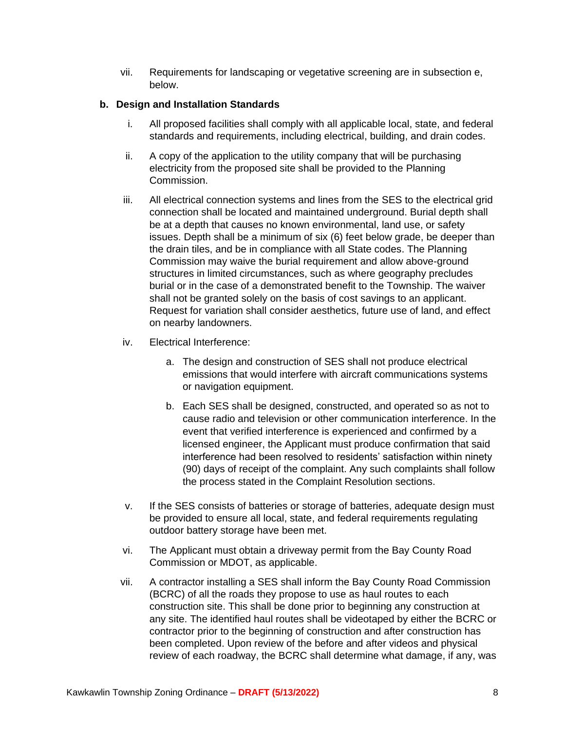vii. Requirements for landscaping or vegetative screening are in subsection e, below.

**b. Design and Installation Standards**

i. All proposed facilities shall comply with all applicable local, state, and federal standards and requirements, including electrical, building, and drain codes.

ii. A copy of the application to the utility company that will be purchasing electricity from the proposed site shall be provided to the Planning Commission.

iii. All electrical connection systems and lines from the SES to the electrical grid connection shall be located and maintained underground. Burial depth shall be at a depth that causes no known environmental, land use, or safety issues. Depth shall be a minimum of six (6) feet below grade, be deeper than the drain tiles, and be in compliance with all State codes. The Planning Commission may waive the burial requirement and allow above-ground structures in limited circumstances, such as where geography precludes burial or in the case of a demonstrated benefit to the Township. The waiver shall not be granted solely on the basis of cost savings to an applicant. Request for variation shall consider aesthetics, future use of land, and effect on nearby landowners.

iv. Electrical Interference:

   a. The design and construction of SES shall not produce electrical emissions that would interfere with aircraft communications systems or navigation equipment.

   b. Each SES shall be designed, constructed, and operated so as not to cause radio and television or other communication interference. In the event that verified interference is experienced and confirmed by a licensed engineer, the Applicant must produce confirmation that said interference had been resolved to residents' satisfaction within ninety (90) days of receipt of the complaint. Any such complaints shall follow the process stated in the Complaint Resolution sections.

v. If the SES consists of batteries or storage of batteries, adequate design must be provided to ensure all local, state, and federal requirements regulating outdoor battery storage have been met.

vi. The Applicant must obtain a driveway permit from the Bay County Road Commission or MDOT, as applicable.

vii. A contractor installing a SES shall inform the Bay County Road Commission (BCRC) of all the roads they propose to use as haul routes to each construction site. This shall be done prior to beginning any construction at any site. The identified haul routes shall be videotaped by either the BCRC or contractor prior to the beginning of construction and after construction has been completed. Upon review of the before and after videos and physical review of each roadway, the BCRC shall determine what damage, if any, was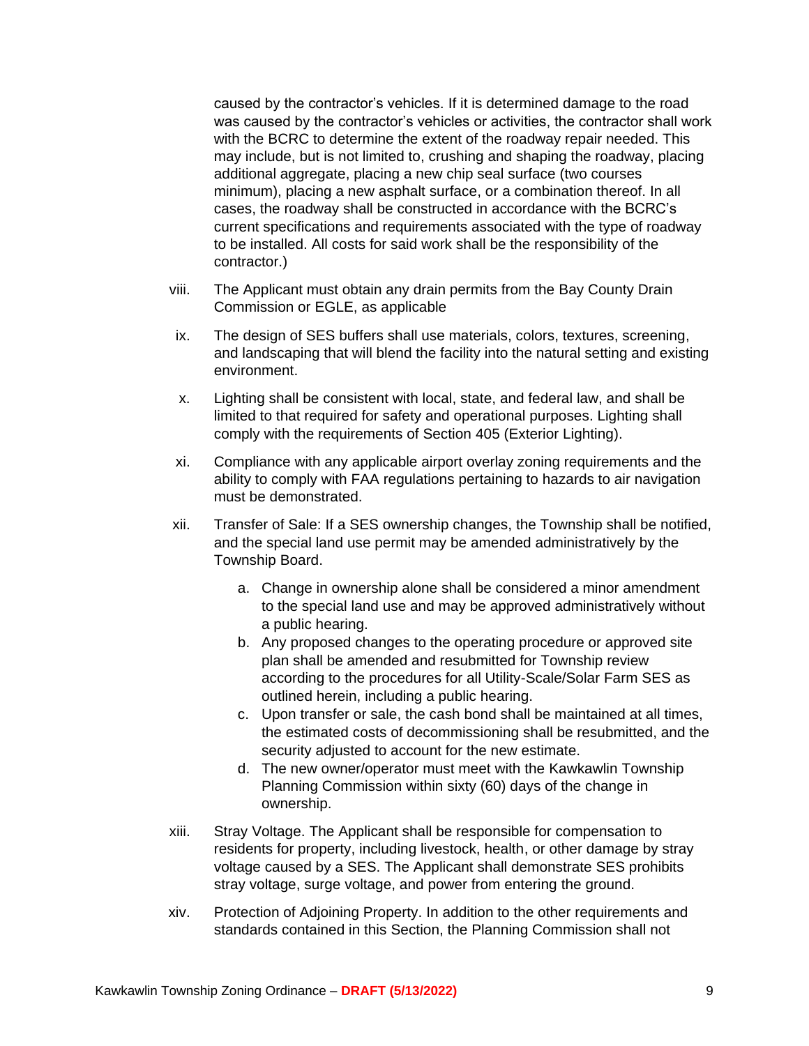caused by the contractor's vehicles. If it is determined damage to the road was caused by the contractor's vehicles or activities, the contractor shall work with the BCRC to determine the extent of the roadway repair needed. This may include, but is not limited to, crushing and shaping the roadway, placing additional aggregate, placing a new chip seal surface (two courses minimum), placing a new asphalt surface, or a combination thereof. In all cases, the roadway shall be constructed in accordance with the BCRC's current specifications and requirements associated with the type of roadway to be installed. All costs for said work shall be the responsibility of the contractor.)

viii. The Applicant must obtain any drain permits from the Bay County Drain Commission or EGLE, as applicable

ix. The design of SES buffers shall use materials, colors, textures, screening, and landscaping that will blend the facility into the natural setting and existing environment.

x. Lighting shall be consistent with local, state, and federal law, and shall be limited to that required for safety and operational purposes. Lighting shall comply with the requirements of Section 405 (Exterior Lighting).

xi. Compliance with any applicable airport overlay zoning requirements and the ability to comply with FAA regulations pertaining to hazards to air navigation must be demonstrated.

xii. Transfer of Sale: If a SES ownership changes, the Township shall be notified, and the special land use permit may be amended administratively by the Township Board.

   a. Change in ownership alone shall be considered a minor amendment to the special land use and may be approved administratively without a public hearing.
   b. Any proposed changes to the operating procedure or approved site plan shall be amended and resubmitted for Township review according to the procedures for all Utility-Scale/Solar Farm SES as outlined herein, including a public hearing.
   c. Upon transfer or sale, the cash bond shall be maintained at all times, the estimated costs of decommissioning shall be resubmitted, and the security adjusted to account for the new estimate.
   d. The new owner/operator must meet with the Kawkawlin Township Planning Commission within sixty (60) days of the change in ownership.

xiii. Stray Voltage. The Applicant shall be responsible for compensation to residents for property, including livestock, health, or other damage by stray voltage caused by a SES. The Applicant shall demonstrate SES prohibits stray voltage, surge voltage, and power from entering the ground.

xiv. Protection of Adjoining Property. In addition to the other requirements and standards contained in this Section, the Planning Commission shall not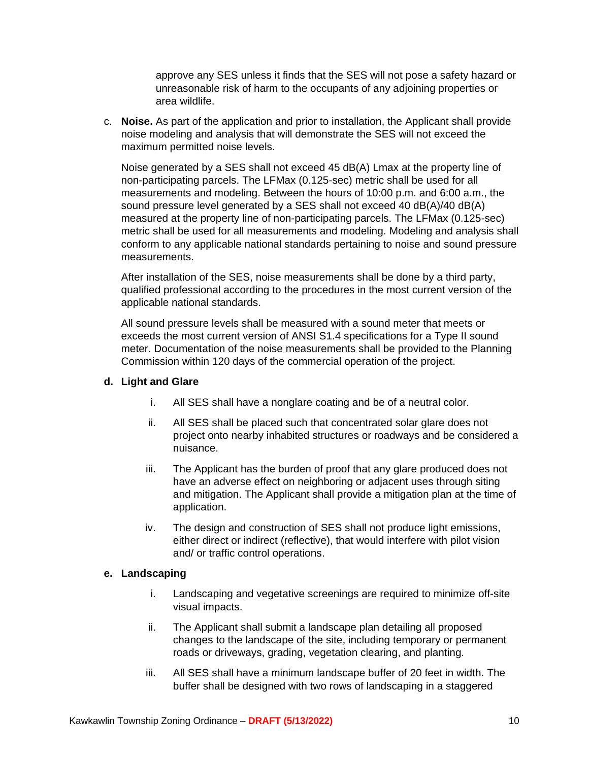approve any SES unless it finds that the SES will not pose a safety hazard or unreasonable risk of harm to the occupants of any adjoining properties or area wildlife.

c. **Noise.** As part of the application and prior to installation, the Applicant shall provide noise modeling and analysis that will demonstrate the SES will not exceed the maximum permitted noise levels.

   Noise generated by a SES shall not exceed 45 dB(A) Lmax at the property line of non-participating parcels. The LFMax (0.125-sec) metric shall be used for all measurements and modeling. Between the hours of 10:00 p.m. and 6:00 a.m., the sound pressure level generated by a SES shall not exceed 40 dB(A)/40 dB(A) measured at the property line of non-participating parcels. The LFMax (0.125-sec) metric shall be used for all measurements and modeling. Modeling and analysis shall conform to any applicable national standards pertaining to noise and sound pressure measurements.

   After installation of the SES, noise measurements shall be done by a third party, qualified professional according to the procedures in the most current version of the applicable national standards.

   All sound pressure levels shall be measured with a sound meter that meets or exceeds the most current version of ANSI S1.4 specifications for a Type II sound meter. Documentation of the noise measurements shall be provided to the Planning Commission within 120 days of the commercial operation of the project.

**d. Light and Glare**

   i. All SES shall have a nonglare coating and be of a neutral color.

   ii. All SES shall be placed such that concentrated solar glare does not project onto nearby inhabited structures or roadways and be considered a nuisance.

   iii. The Applicant has the burden of proof that any glare produced does not have an adverse effect on neighboring or adjacent uses through siting and mitigation. The Applicant shall provide a mitigation plan at the time of application.

   iv. The design and construction of SES shall not produce light emissions, either direct or indirect (reflective), that would interfere with pilot vision and/ or traffic control operations.

**e. Landscaping**

   i. Landscaping and vegetative screenings are required to minimize off-site visual impacts.

   ii. The Applicant shall submit a landscape plan detailing all proposed changes to the landscape of the site, including temporary or permanent roads or driveways, grading, vegetation clearing, and planting.

   iii. All SES shall have a minimum landscape buffer of 20 feet in width. The buffer shall be designed with two rows of landscaping in a staggered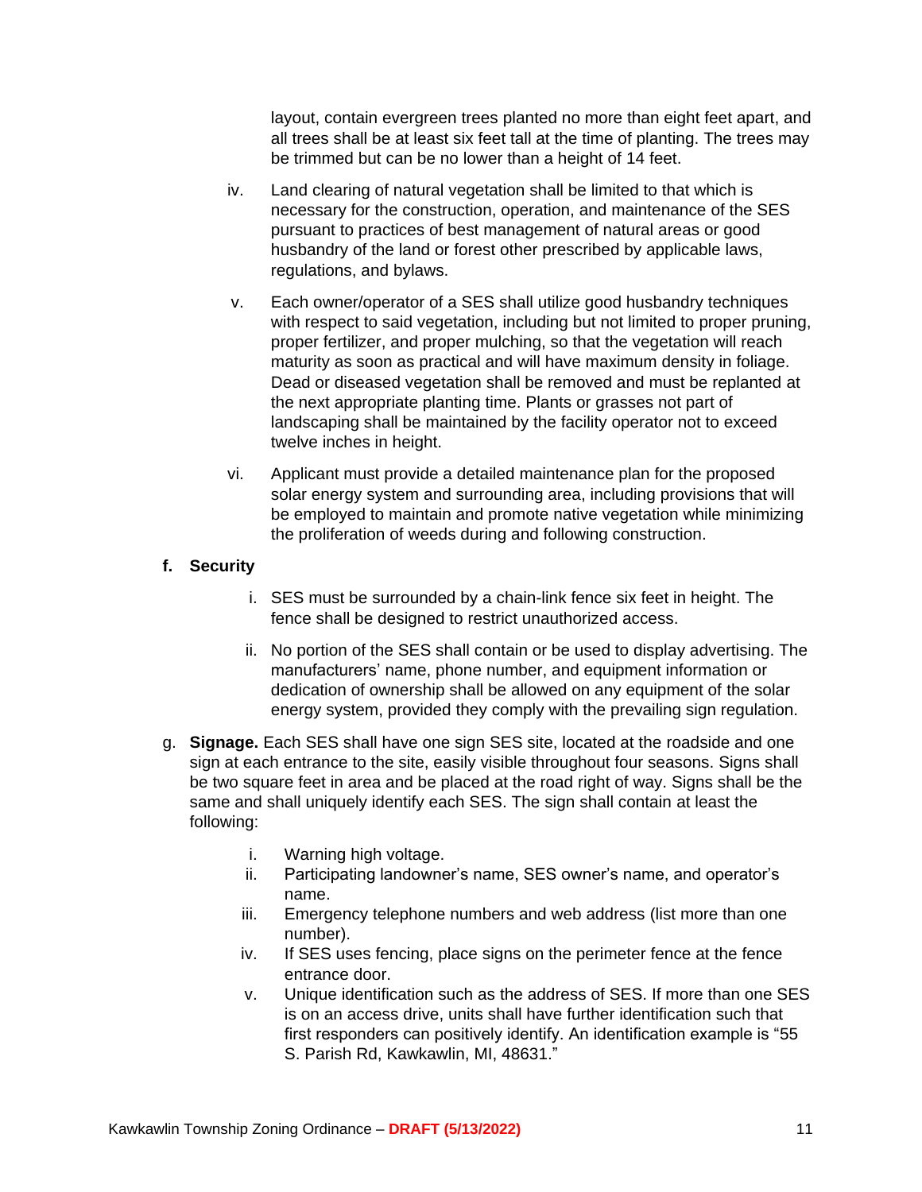layout, contain evergreen trees planted no more than eight feet apart, and all trees shall be at least six feet tall at the time of planting. The trees may be trimmed but can be no lower than a height of 14 feet.

iv. Land clearing of natural vegetation shall be limited to that which is necessary for the construction, operation, and maintenance of the SES pursuant to practices of best management of natural areas or good husbandry of the land or forest other prescribed by applicable laws, regulations, and bylaws.

v. Each owner/operator of a SES shall utilize good husbandry techniques with respect to said vegetation, including but not limited to proper pruning, proper fertilizer, and proper mulching, so that the vegetation will reach maturity as soon as practical and will have maximum density in foliage. Dead or diseased vegetation shall be removed and must be replanted at the next appropriate planting time. Plants or grasses not part of landscaping shall be maintained by the facility operator not to exceed twelve inches in height.

vi. Applicant must provide a detailed maintenance plan for the proposed solar energy system and surrounding area, including provisions that will be employed to maintain and promote native vegetation while minimizing the proliferation of weeds during and following construction.

**f. Security**

i. SES must be surrounded by a chain-link fence six feet in height. The fence shall be designed to restrict unauthorized access.

ii. No portion of the SES shall contain or be used to display advertising. The manufacturers' name, phone number, and equipment information or dedication of ownership shall be allowed on any equipment of the solar energy system, provided they comply with the prevailing sign regulation.

g. **Signage.** Each SES shall have one sign SES site, located at the roadside and one sign at each entrance to the site, easily visible throughout four seasons. Signs shall be two square feet in area and be placed at the road right of way. Signs shall be the same and shall uniquely identify each SES. The sign shall contain at least the following:

i. Warning high voltage.
ii. Participating landowner's name, SES owner's name, and operator's name.
iii. Emergency telephone numbers and web address (list more than one number).
iv. If SES uses fencing, place signs on the perimeter fence at the fence entrance door.
v. Unique identification such as the address of SES. If more than one SES is on an access drive, units shall have further identification such that first responders can positively identify. An identification example is "55 S. Parish Rd, Kawkawlin, MI, 48631."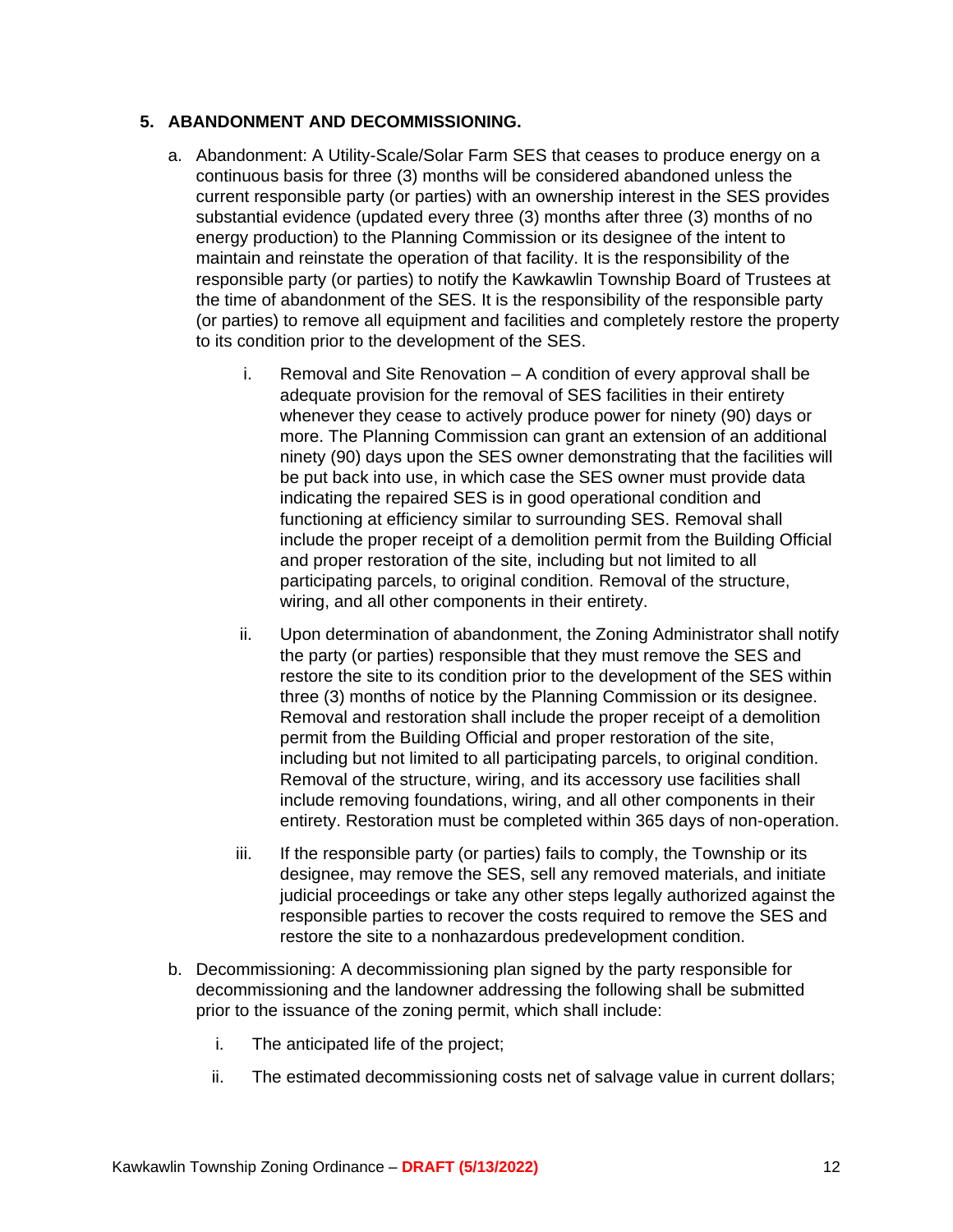5. **ABANDONMENT AND DECOMMISSIONING.**

   a. Abandonment: A Utility-Scale/Solar Farm SES that ceases to produce energy on a continuous basis for three (3) months will be considered abandoned unless the current responsible party (or parties) with an ownership interest in the SES provides substantial evidence (updated every three (3) months after three (3) months of no energy production) to the Planning Commission or its designee of the intent to maintain and reinstate the operation of that facility. It is the responsibility of the responsible party (or parties) to notify the Kawkawlin Township Board of Trustees at the time of abandonment of the SES. It is the responsibility of the responsible party (or parties) to remove all equipment and facilities and completely restore the property to its condition prior to the development of the SES.

      i. Removal and Site Renovation – A condition of every approval shall be adequate provision for the removal of SES facilities in their entirety whenever they cease to actively produce power for ninety (90) days or more. The Planning Commission can grant an extension of an additional ninety (90) days upon the SES owner demonstrating that the facilities will be put back into use, in which case the SES owner must provide data indicating the repaired SES is in good operational condition and functioning at efficiency similar to surrounding SES. Removal shall include the proper receipt of a demolition permit from the Building Official and proper restoration of the site, including but not limited to all participating parcels, to original condition. Removal of the structure, wiring, and all other components in their entirety.

      ii. Upon determination of abandonment, the Zoning Administrator shall notify the party (or parties) responsible that they must remove the SES and restore the site to its condition prior to the development of the SES within three (3) months of notice by the Planning Commission or its designee. Removal and restoration shall include the proper receipt of a demolition permit from the Building Official and proper restoration of the site, including but not limited to all participating parcels, to original condition. Removal of the structure, wiring, and its accessory use facilities shall include removing foundations, wiring, and all other components in their entirety. Restoration must be completed within 365 days of non-operation.

      iii. If the responsible party (or parties) fails to comply, the Township or its designee, may remove the SES, sell any removed materials, and initiate judicial proceedings or take any other steps legally authorized against the responsible parties to recover the costs required to remove the SES and restore the site to a nonhazardous predevelopment condition.

   b. Decommissioning: A decommissioning plan signed by the party responsible for decommissioning and the landowner addressing the following shall be submitted prior to the issuance of the zoning permit, which shall include:

      i. The anticipated life of the project;

      ii. The estimated decommissioning costs net of salvage value in current dollars;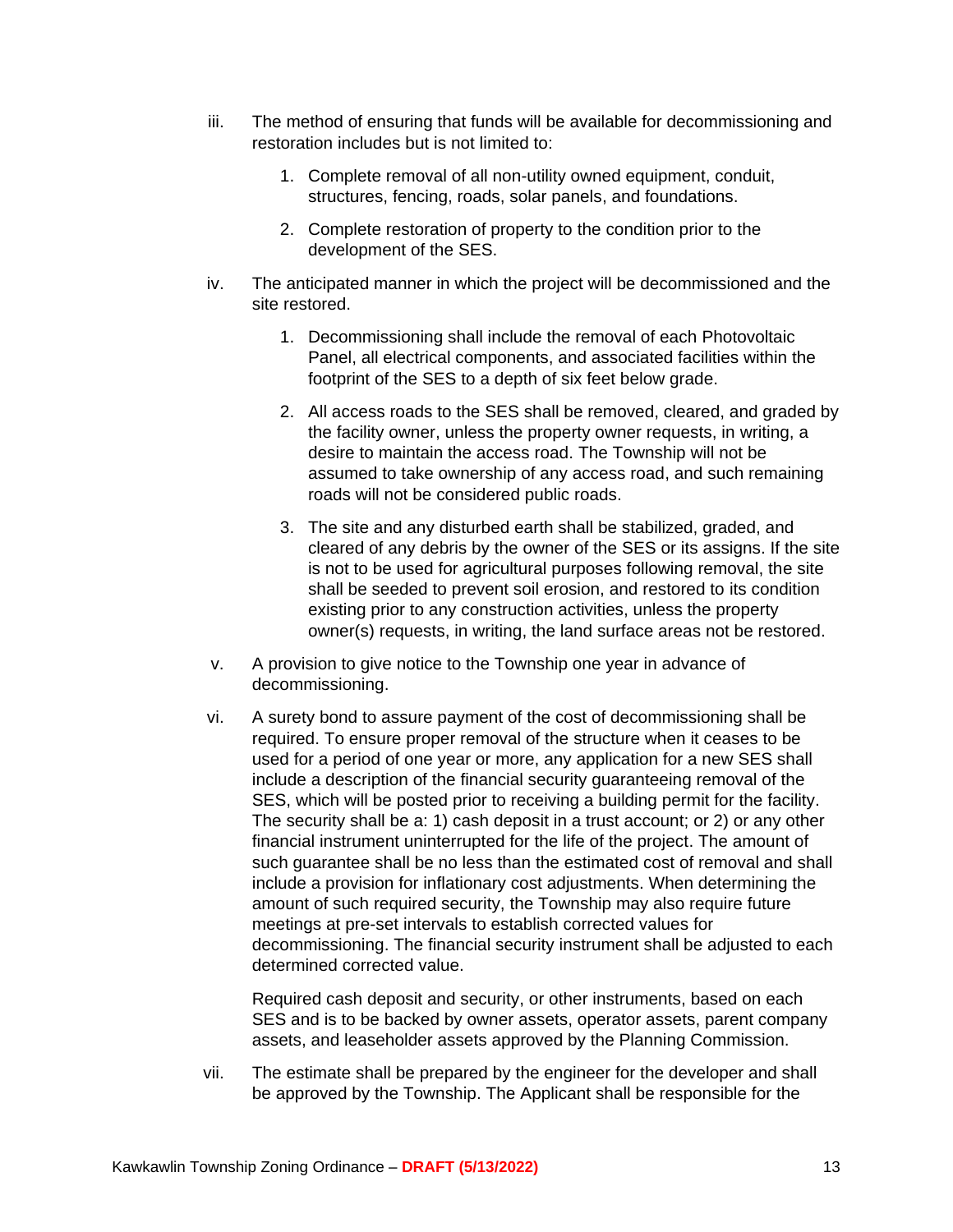iii. The method of ensuring that funds will be available for decommissioning and restoration includes but is not limited to:

   1. Complete removal of all non-utility owned equipment, conduit, structures, fencing, roads, solar panels, and foundations.

   2. Complete restoration of property to the condition prior to the development of the SES.

iv. The anticipated manner in which the project will be decommissioned and the site restored.

   1. Decommissioning shall include the removal of each Photovoltaic Panel, all electrical components, and associated facilities within the footprint of the SES to a depth of six feet below grade.

   2. All access roads to the SES shall be removed, cleared, and graded by the facility owner, unless the property owner requests, in writing, a desire to maintain the access road. The Township will not be assumed to take ownership of any access road, and such remaining roads will not be considered public roads.

   3. The site and any disturbed earth shall be stabilized, graded, and cleared of any debris by the owner of the SES or its assigns. If the site is not to be used for agricultural purposes following removal, the site shall be seeded to prevent soil erosion, and restored to its condition existing prior to any construction activities, unless the property owner(s) requests, in writing, the land surface areas not be restored.

v. A provision to give notice to the Township one year in advance of decommissioning.

vi. A surety bond to assure payment of the cost of decommissioning shall be required. To ensure proper removal of the structure when it ceases to be used for a period of one year or more, any application for a new SES shall include a description of the financial security guaranteeing removal of the SES, which will be posted prior to receiving a building permit for the facility. The security shall be a: 1) cash deposit in a trust account; or 2) or any other financial instrument uninterrupted for the life of the project. The amount of such guarantee shall be no less than the estimated cost of removal and shall include a provision for inflationary cost adjustments. When determining the amount of such required security, the Township may also require future meetings at pre-set intervals to establish corrected values for decommissioning. The financial security instrument shall be adjusted to each determined corrected value.

   Required cash deposit and security, or other instruments, based on each SES and is to be backed by owner assets, operator assets, parent company assets, and leaseholder assets approved by the Planning Commission.

vii. The estimate shall be prepared by the engineer for the developer and shall be approved by the Township. The Applicant shall be responsible for the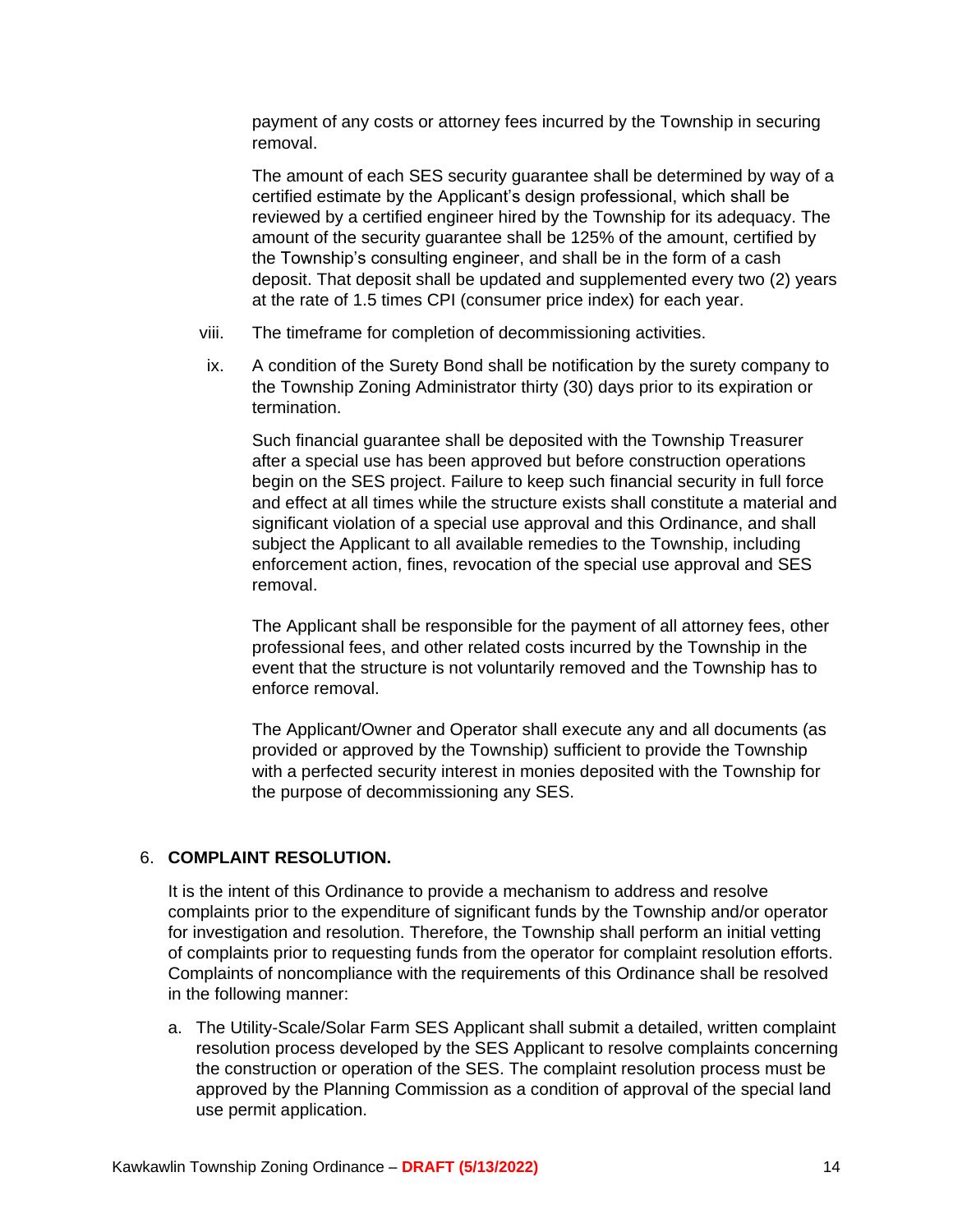payment of any costs or attorney fees incurred by the Township in securing removal.

The amount of each SES security guarantee shall be determined by way of a certified estimate by the Applicant's design professional, which shall be reviewed by a certified engineer hired by the Township for its adequacy. The amount of the security guarantee shall be 125% of the amount, certified by the Township's consulting engineer, and shall be in the form of a cash deposit. That deposit shall be updated and supplemented every two (2) years at the rate of 1.5 times CPI (consumer price index) for each year.

viii. The timeframe for completion of decommissioning activities.

ix. A condition of the Surety Bond shall be notification by the surety company to the Township Zoning Administrator thirty (30) days prior to its expiration or termination.

Such financial guarantee shall be deposited with the Township Treasurer after a special use has been approved but before construction operations begin on the SES project. Failure to keep such financial security in full force and effect at all times while the structure exists shall constitute a material and significant violation of a special use approval and this Ordinance, and shall subject the Applicant to all available remedies to the Township, including enforcement action, fines, revocation of the special use approval and SES removal.

The Applicant shall be responsible for the payment of all attorney fees, other professional fees, and other related costs incurred by the Township in the event that the structure is not voluntarily removed and the Township has to enforce removal.

The Applicant/Owner and Operator shall execute any and all documents (as provided or approved by the Township) sufficient to provide the Township with a perfected security interest in monies deposited with the Township for the purpose of decommissioning any SES.

6. **COMPLAINT RESOLUTION.**

It is the intent of this Ordinance to provide a mechanism to address and resolve complaints prior to the expenditure of significant funds by the Township and/or operator for investigation and resolution. Therefore, the Township shall perform an initial vetting of complaints prior to requesting funds from the operator for complaint resolution efforts. Complaints of noncompliance with the requirements of this Ordinance shall be resolved in the following manner:

a. The Utility-Scale/Solar Farm SES Applicant shall submit a detailed, written complaint resolution process developed by the SES Applicant to resolve complaints concerning the construction or operation of the SES. The complaint resolution process must be approved by the Planning Commission as a condition of approval of the special land use permit application.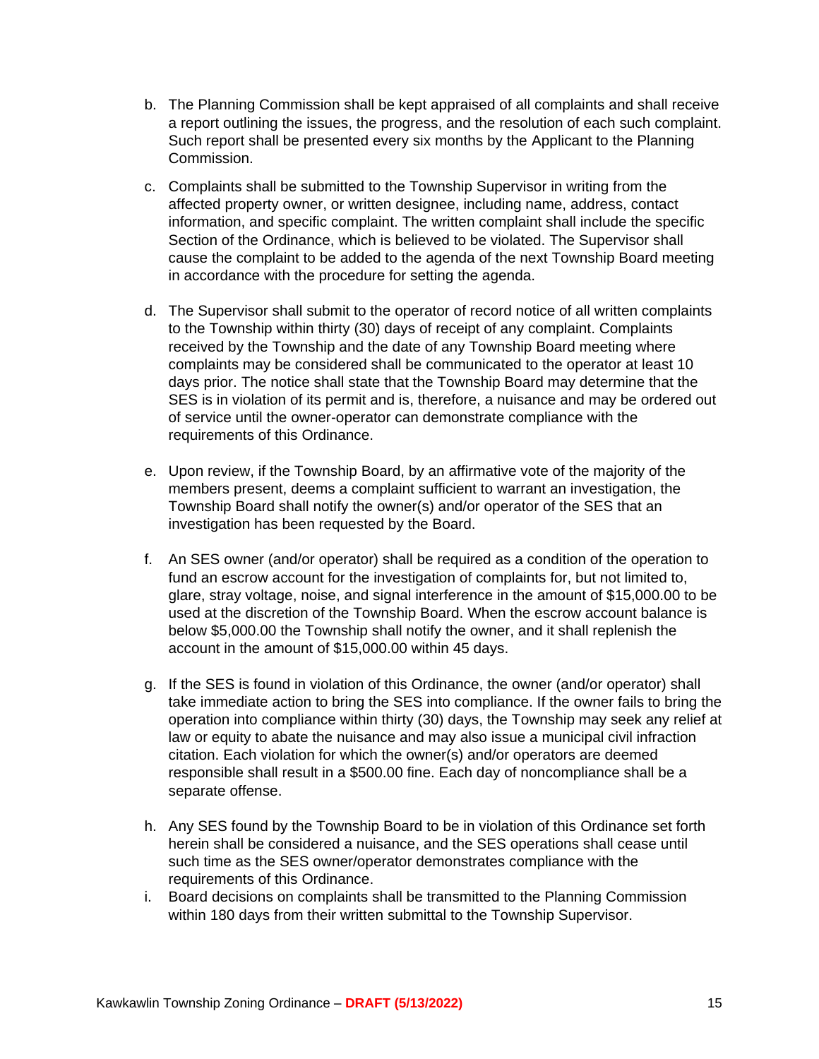b. The Planning Commission shall be kept appraised of all complaints and shall receive a report outlining the issues, the progress, and the resolution of each such complaint. Such report shall be presented every six months by the Applicant to the Planning Commission.

c. Complaints shall be submitted to the Township Supervisor in writing from the affected property owner, or written designee, including name, address, contact information, and specific complaint. The written complaint shall include the specific Section of the Ordinance, which is believed to be violated. The Supervisor shall cause the complaint to be added to the agenda of the next Township Board meeting in accordance with the procedure for setting the agenda.

d. The Supervisor shall submit to the operator of record notice of all written complaints to the Township within thirty (30) days of receipt of any complaint. Complaints received by the Township and the date of any Township Board meeting where complaints may be considered shall be communicated to the operator at least 10 days prior. The notice shall state that the Township Board may determine that the SES is in violation of its permit and is, therefore, a nuisance and may be ordered out of service until the owner-operator can demonstrate compliance with the requirements of this Ordinance.

e. Upon review, if the Township Board, by an affirmative vote of the majority of the members present, deems a complaint sufficient to warrant an investigation, the Township Board shall notify the owner(s) and/or operator of the SES that an investigation has been requested by the Board.

f. An SES owner (and/or operator) shall be required as a condition of the operation to fund an escrow account for the investigation of complaints for, but not limited to, glare, stray voltage, noise, and signal interference in the amount of $15,000.00 to be used at the discretion of the Township Board. When the escrow account balance is below $5,000.00 the Township shall notify the owner, and it shall replenish the account in the amount of $15,000.00 within 45 days.

g. If the SES is found in violation of this Ordinance, the owner (and/or operator) shall take immediate action to bring the SES into compliance. If the owner fails to bring the operation into compliance within thirty (30) days, the Township may seek any relief at law or equity to abate the nuisance and may also issue a municipal civil infraction citation. Each violation for which the owner(s) and/or operators are deemed responsible shall result in a $500.00 fine. Each day of noncompliance shall be a separate offense.

h. Any SES found by the Township Board to be in violation of this Ordinance set forth herein shall be considered a nuisance, and the SES operations shall cease until such time as the SES owner/operator demonstrates compliance with the requirements of this Ordinance.

i. Board decisions on complaints shall be transmitted to the Planning Commission within 180 days from their written submittal to the Township Supervisor.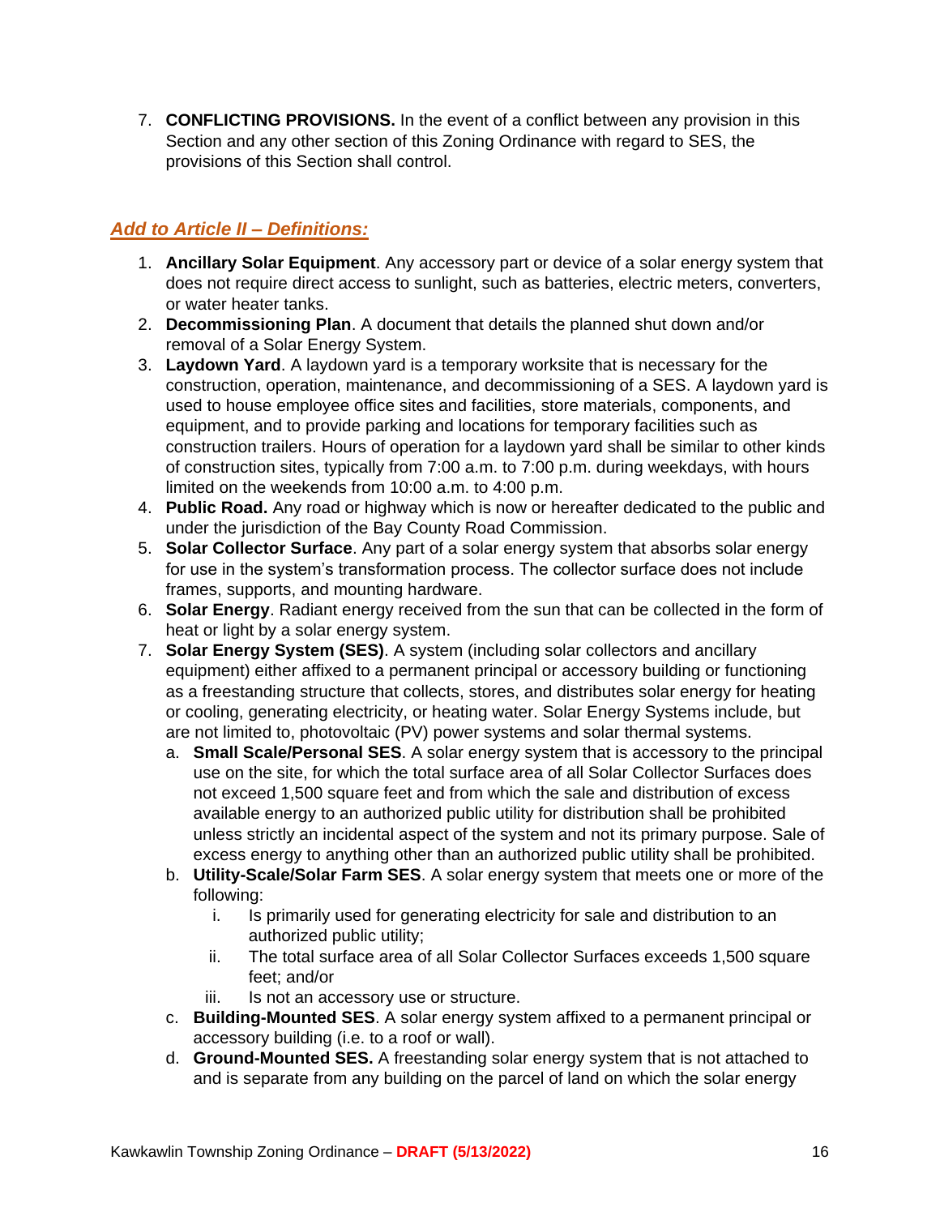7. **CONFLICTING PROVISIONS.** In the event of a conflict between any provision in this Section and any other section of this Zoning Ordinance with regard to SES, the provisions of this Section shall control.

***Add to Article II – Definitions:***

1. **Ancillary Solar Equipment**. Any accessory part or device of a solar energy system that does not require direct access to sunlight, such as batteries, electric meters, converters, or water heater tanks.
2. **Decommissioning Plan**. A document that details the planned shut down and/or removal of a Solar Energy System.
3. **Laydown Yard**. A laydown yard is a temporary worksite that is necessary for the construction, operation, maintenance, and decommissioning of a SES. A laydown yard is used to house employee office sites and facilities, store materials, components, and equipment, and to provide parking and locations for temporary facilities such as construction trailers. Hours of operation for a laydown yard shall be similar to other kinds of construction sites, typically from 7:00 a.m. to 7:00 p.m. during weekdays, with hours limited on the weekends from 10:00 a.m. to 4:00 p.m.
4. **Public Road.** Any road or highway which is now or hereafter dedicated to the public and under the jurisdiction of the Bay County Road Commission.
5. **Solar Collector Surface**. Any part of a solar energy system that absorbs solar energy for use in the system's transformation process. The collector surface does not include frames, supports, and mounting hardware.
6. **Solar Energy**. Radiant energy received from the sun that can be collected in the form of heat or light by a solar energy system.
7. **Solar Energy System (SES)**. A system (including solar collectors and ancillary equipment) either affixed to a permanent principal or accessory building or functioning as a freestanding structure that collects, stores, and distributes solar energy for heating or cooling, generating electricity, or heating water. Solar Energy Systems include, but are not limited to, photovoltaic (PV) power systems and solar thermal systems.
   a. **Small Scale/Personal SES**. A solar energy system that is accessory to the principal use on the site, for which the total surface area of all Solar Collector Surfaces does not exceed 1,500 square feet and from which the sale and distribution of excess available energy to an authorized public utility for distribution shall be prohibited unless strictly an incidental aspect of the system and not its primary purpose. Sale of excess energy to anything other than an authorized public utility shall be prohibited.
   b. **Utility-Scale/Solar Farm SES**. A solar energy system that meets one or more of the following:
      i. Is primarily used for generating electricity for sale and distribution to an authorized public utility;
      ii. The total surface area of all Solar Collector Surfaces exceeds 1,500 square feet; and/or
      iii. Is not an accessory use or structure.
   c. **Building-Mounted SES**. A solar energy system affixed to a permanent principal or accessory building (i.e. to a roof or wall).
   d. **Ground-Mounted SES.** A freestanding solar energy system that is not attached to and is separate from any building on the parcel of land on which the solar energy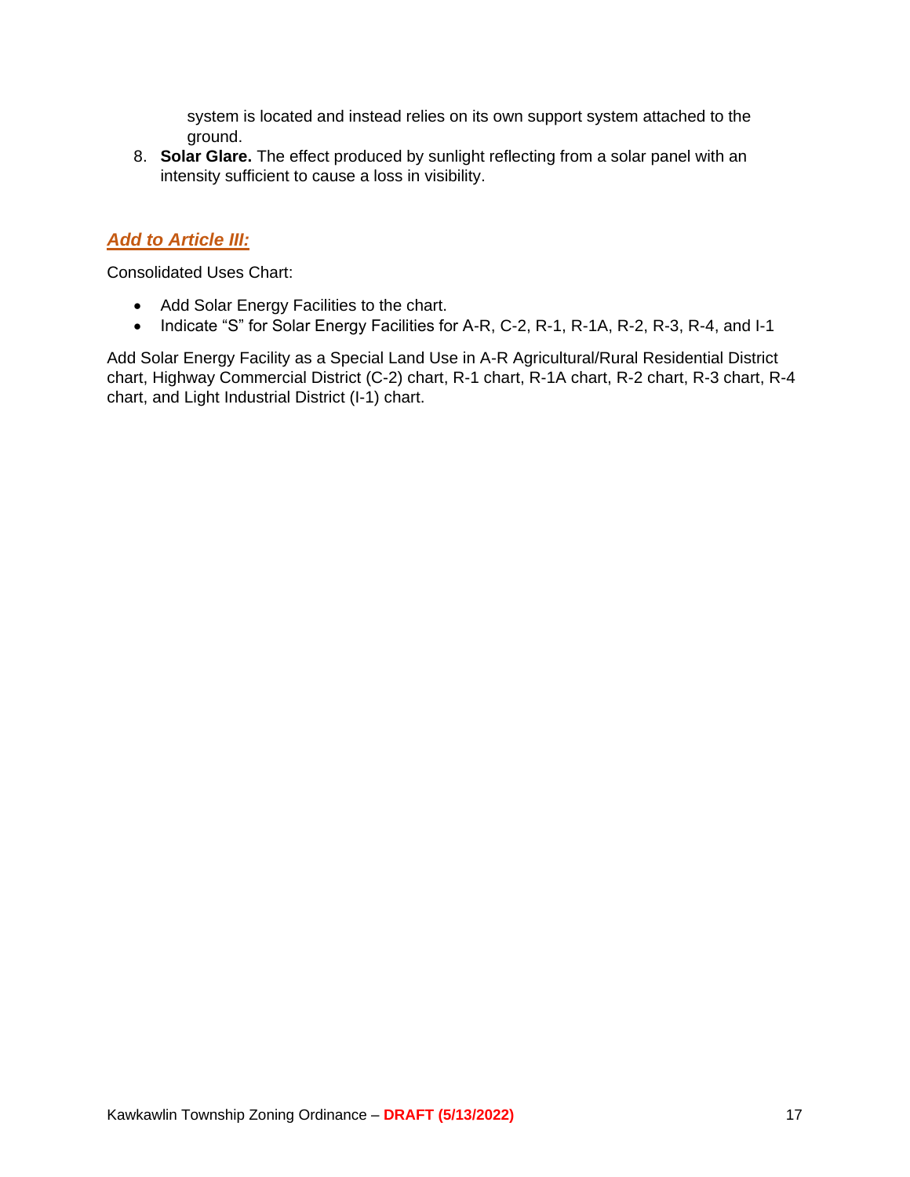system is located and instead relies on its own support system attached to the ground.

8. **Solar Glare.** The effect produced by sunlight reflecting from a solar panel with an intensity sufficient to cause a loss in visibility.

## ***Add to Article III:***

Consolidated Uses Chart:

- Add Solar Energy Facilities to the chart.
- Indicate "S" for Solar Energy Facilities for A-R, C-2, R-1, R-1A, R-2, R-3, R-4, and I-1

Add Solar Energy Facility as a Special Land Use in A-R Agricultural/Rural Residential District chart, Highway Commercial District (C-2) chart, R-1 chart, R-1A chart, R-2 chart, R-3 chart, R-4 chart, and Light Industrial District (I-1) chart.